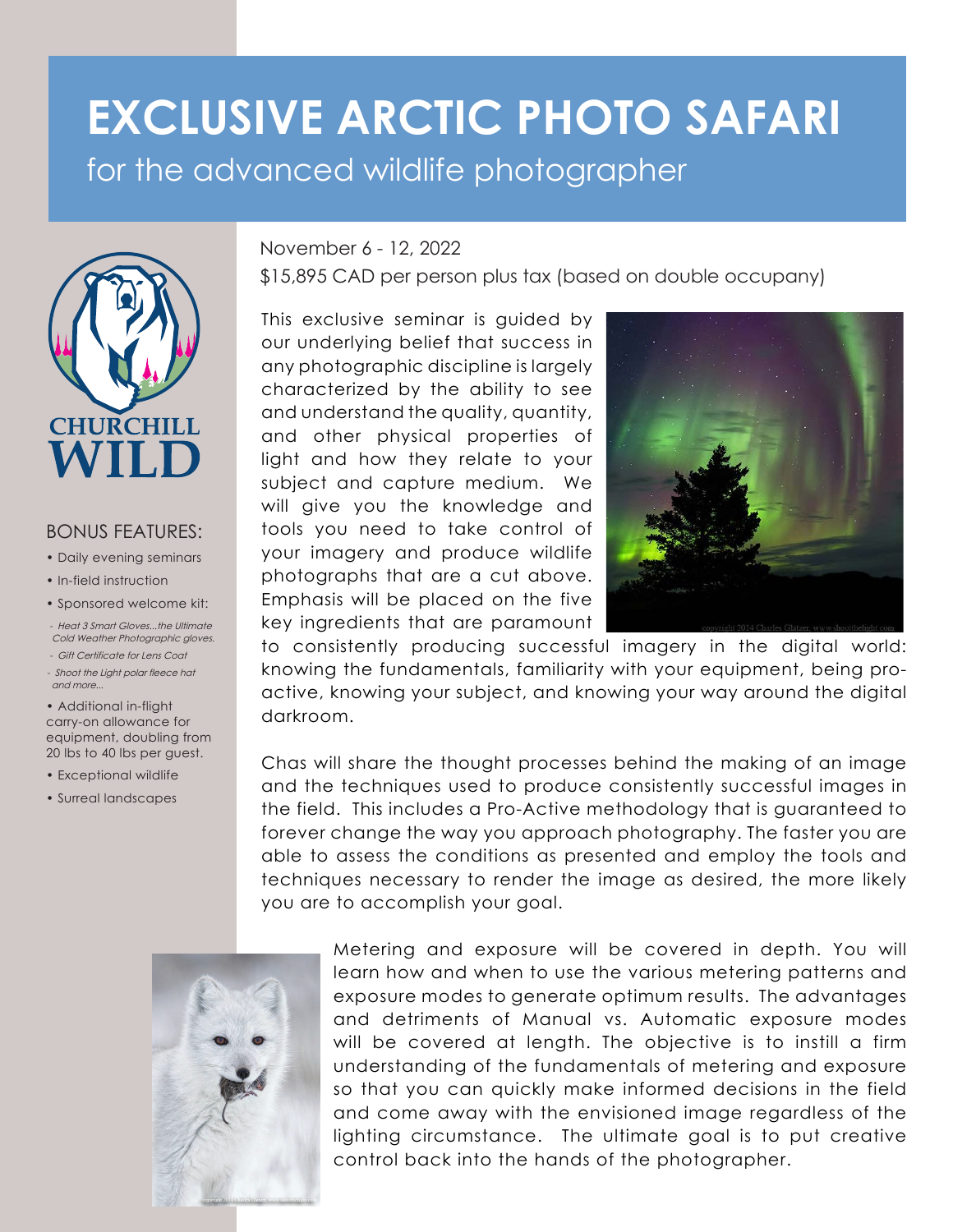# EXCLUSIVE ARCTIC PHOTO SAFARI

## for the advanced wildlife photographer

November 6 - 12, 2022

$15,895 CAD per person plus tax (based on double occupany)

This exclusive seminar is guided by our underlying belief that success in any photographic discipline is largely characterized by the ability to see and understand the quality, quantity, and other physical properties of light and how they relate to your subject and capture medium. We will give you the knowledge and tools you need to take control of your imagery and produce wildlife photographs that are a cut above. Emphasis will be placed on the five key ingredients that are paramount to consistently producing successful imagery in the digital world: knowing the fundamentals, familiarity with your equipment, being pro-active, knowing your subject, and knowing your way around the digital darkroom.

Chas will share the thought processes behind the making of an image and the techniques used to produce consistently successful images in the field. This includes a Pro-Active methodology that is guaranteed to forever change the way you approach photography. The faster you are able to assess the conditions as presented and employ the tools and techniques necessary to render the image as desired, the more likely you are to accomplish your goal.

Metering and exposure will be covered in depth. You will learn how and when to use the various metering patterns and exposure modes to generate optimum results. The advantages and detriments of Manual vs. Automatic exposure modes will be covered at length. The objective is to instill a firm understanding of the fundamentals of metering and exposure so that you can quickly make informed decisions in the field and come away with the envisioned image regardless of the lighting circumstance. The ultimate goal is to put creative control back into the hands of the photographer.

CHURCHILL WILD

### BONUS FEATURES:

- Daily evening seminars
- In-field instruction
- Sponsored welcome kit:
  - *Heat 3 Smart Gloves...the Ultimate Cold Weather Photographic gloves.*
  - *Gift Certificate for Lens Coat*
  - *Shoot the Light polar fleece hat and more...*
- Additional in-flight carry-on allowance for equipment, doubling from 20 lbs to 40 lbs per guest.
- Exceptional wildlife
- Surreal landscapes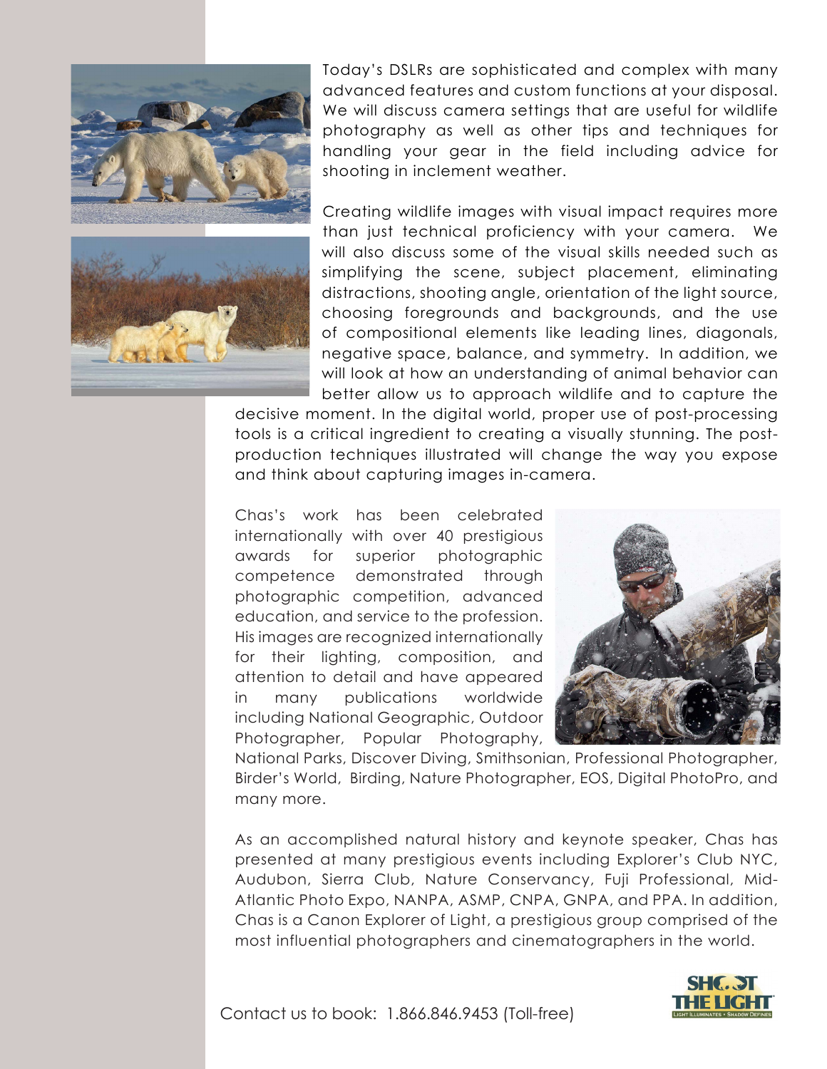Today's DSLRs are sophisticated and complex with many advanced features and custom functions at your disposal. We will discuss camera settings that are useful for wildlife photography as well as other tips and techniques for handling your gear in the field including advice for shooting in inclement weather.

Creating wildlife images with visual impact requires more than just technical proficiency with your camera. We will also discuss some of the visual skills needed such as simplifying the scene, subject placement, eliminating distractions, shooting angle, orientation of the light source, choosing foregrounds and backgrounds, and the use of compositional elements like leading lines, diagonals, negative space, balance, and symmetry. In addition, we will look at how an understanding of animal behavior can better allow us to approach wildlife and to capture the decisive moment. In the digital world, proper use of post-processing tools is a critical ingredient to creating a visually stunning. The post-production techniques illustrated will change the way you expose and think about capturing images in-camera.

Chas's work has been celebrated internationally with over 40 prestigious awards for superior photographic competence demonstrated through photographic competition, advanced education, and service to the profession. His images are recognized internationally for their lighting, composition, and attention to detail and have appeared in many publications worldwide including National Geographic, Outdoor Photographer, Popular Photography, National Parks, Discover Diving, Smithsonian, Professional Photographer, Birder's World, Birding, Nature Photographer, EOS, Digital PhotoPro, and many more.

As an accomplished natural history and keynote speaker, Chas has presented at many prestigious events including Explorer's Club NYC, Audubon, Sierra Club, Nature Conservancy, Fuji Professional, Mid-Atlantic Photo Expo, NANPA, ASMP, CNPA, GNPA, and PPA. In addition, Chas is a Canon Explorer of Light, a prestigious group comprised of the most influential photographers and cinematographers in the world.

Contact us to book: 1.866.846.9453 (Toll-free)

SHOOT THE LIGHT
LIGHT ILLUMINATES • SHADOW DEFINES